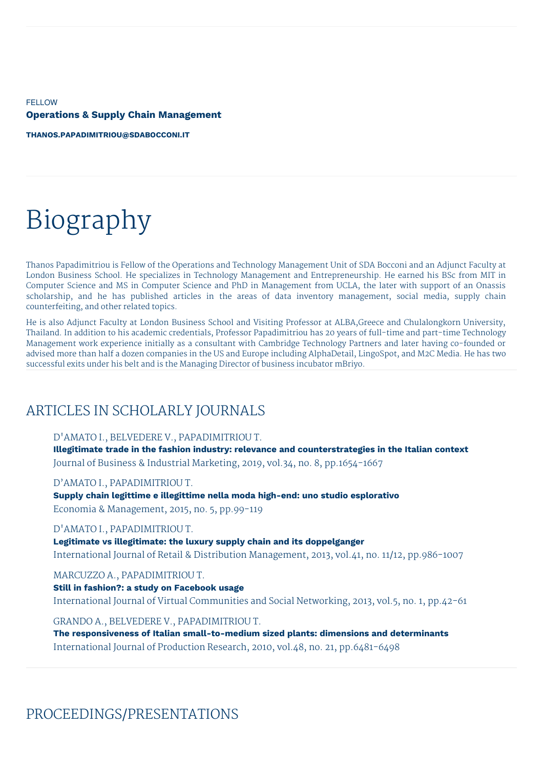FELLOW

**Operations & Supply Chain Management**

**THANOS.PAPADIMITRIOU@SDABOCCONI.IT**

# Biography

Thanos Papadimitriou is Fellow of the Operations and Technology Management Unit of SDA Bocconi and an Adjunct Faculty at London Business School. He specializes in Technology Management and Entrepreneurship. He earned his BSc from MIT in Computer Science and MS in Computer Science and PhD in Management from UCLA, the later with support of an Onassis scholarship, and he has published articles in the areas of data inventory management, social media, supply chain counterfeiting, and other related topics.

He is also Adjunct Faculty at London Business School and Visiting Professor at ALBA,Greece and Chulalongkorn University, Thailand. In addition to his academic credentials, Professor Papadimitriou has 20 years of full-time and part-time Technology Management work experience initially as a consultant with Cambridge Technology Partners and later having co-founded or advised more than half a dozen companies in the US and Europe including AlphaDetail, LingoSpot, and M2C Media. He has two successful exits under his belt and is the Managing Director of business incubator mBriyo.

## ARTICLES IN SCHOLARLY JOURNALS

D'AMATO I., BELVEDERE V., PAPADIMITRIOU T.
**Illegitimate trade in the fashion industry: relevance and counterstrategies in the Italian context**
Journal of Business & Industrial Marketing, 2019, vol.34, no. 8, pp.1654-1667

D'AMATO I., PAPADIMITRIOU T.
**Supply chain legittime e illegittime nella moda high-end: uno studio esplorativo**
Economia & Management, 2015, no. 5, pp.99-119

D'AMATO I., PAPADIMITRIOU T.
**Legitimate vs illegitimate: the luxury supply chain and its doppelganger**
International Journal of Retail & Distribution Management, 2013, vol.41, no. 11/12, pp.986-1007

MARCUZZO A., PAPADIMITRIOU T.
**Still in fashion?: a study on Facebook usage**
International Journal of Virtual Communities and Social Networking, 2013, vol.5, no. 1, pp.42-61

GRANDO A., BELVEDERE V., PAPADIMITRIOU T.
**The responsiveness of Italian small-to-medium sized plants: dimensions and determinants**
International Journal of Production Research, 2010, vol.48, no. 21, pp.6481-6498

## PROCEEDINGS/PRESENTATIONS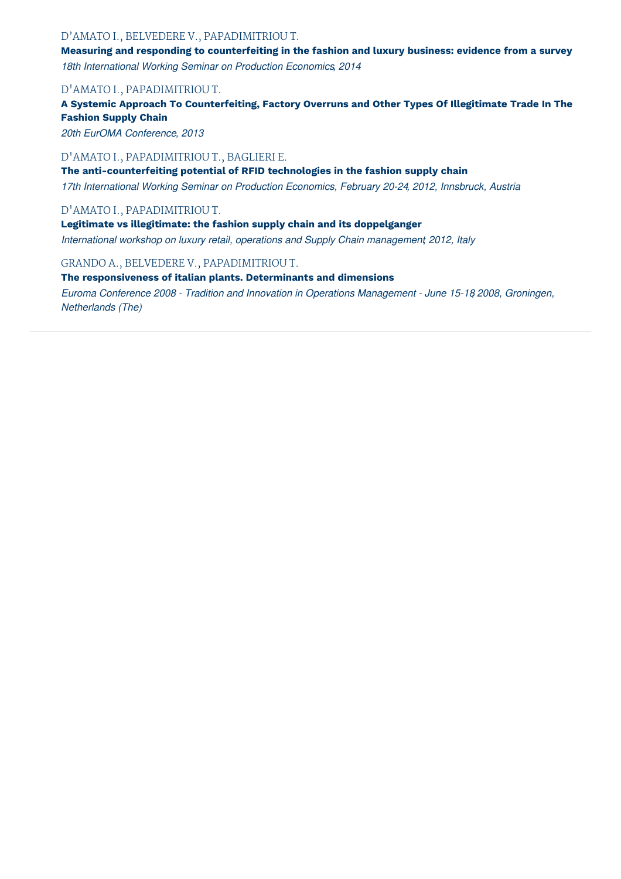D’AMATO I., BELVEDERE V., PAPADIMITRIOU T.

**Measuring and responding to counterfeiting in the fashion and luxury business: evidence from a survey**

*18th International Working Seminar on Production Economics, 2014*

D'AMATO I., PAPADIMITRIOU T.

**A Systemic Approach To Counterfeiting, Factory Overruns and Other Types Of Illegitimate Trade In The Fashion Supply Chain**

*20th EurOMA Conference, 2013*

D'AMATO I., PAPADIMITRIOU T., BAGLIERI E.

**The anti-counterfeiting potential of RFID technologies in the fashion supply chain**

*17th International Working Seminar on Production Economics, February 20-24, 2012, Innsbruck, Austria*

D'AMATO I., PAPADIMITRIOU T.

**Legitimate vs illegitimate: the fashion supply chain and its doppelganger**

*International workshop on luxury retail, operations and Supply Chain management, 2012, Italy*

GRANDO A., BELVEDERE V., PAPADIMITRIOU T.

**The responsiveness of italian plants. Determinants and dimensions**

*Euroma Conference 2008 - Tradition and Innovation in Operations Management - June 15-18, 2008, Groningen, Netherlands (The)*